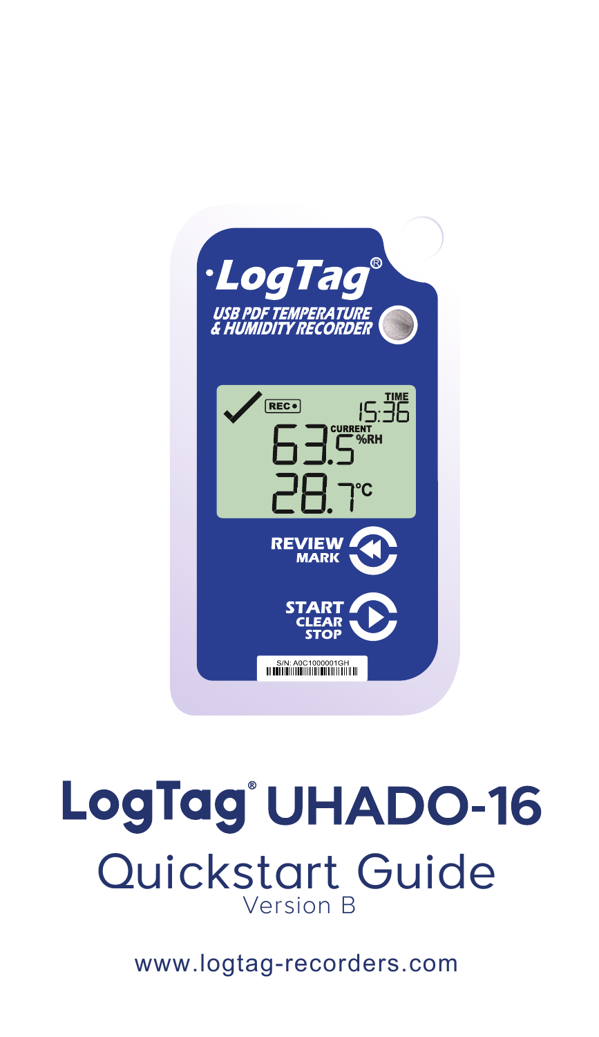# LogTag® UHADO-16

## Quickstart Guide

Version B

www.logtag-recorders.com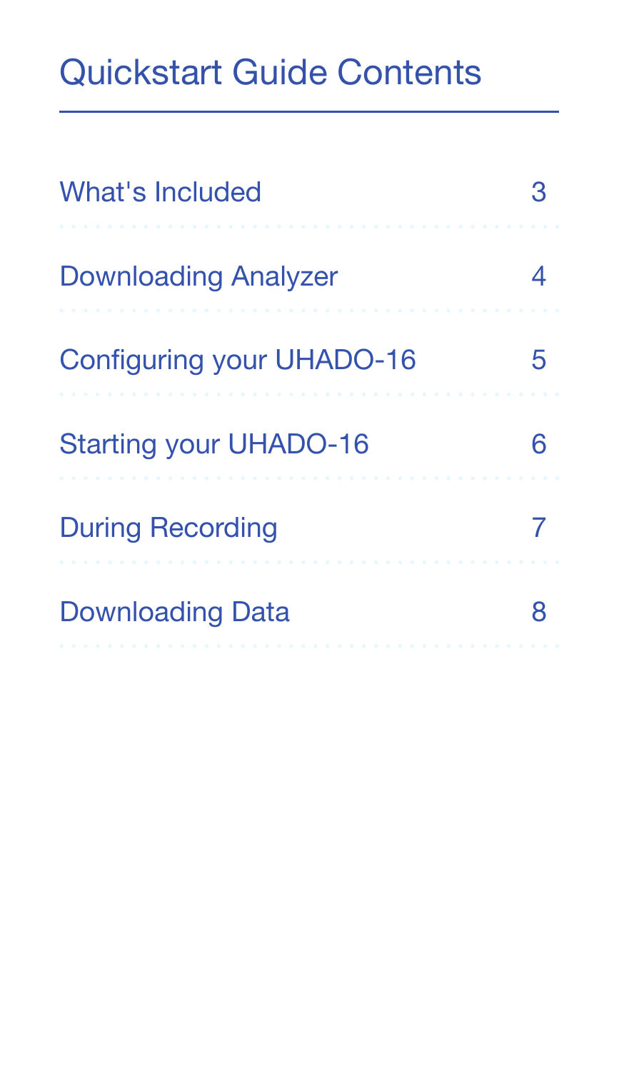# Quickstart Guide Contents

| | |
|---|---|
| What's Included | 3 |
| Downloading Analyzer | 4 |
| Configuring your UHADO-16 | 5 |
| Starting your UHADO-16 | 6 |
| During Recording | 7 |
| Downloading Data | 8 |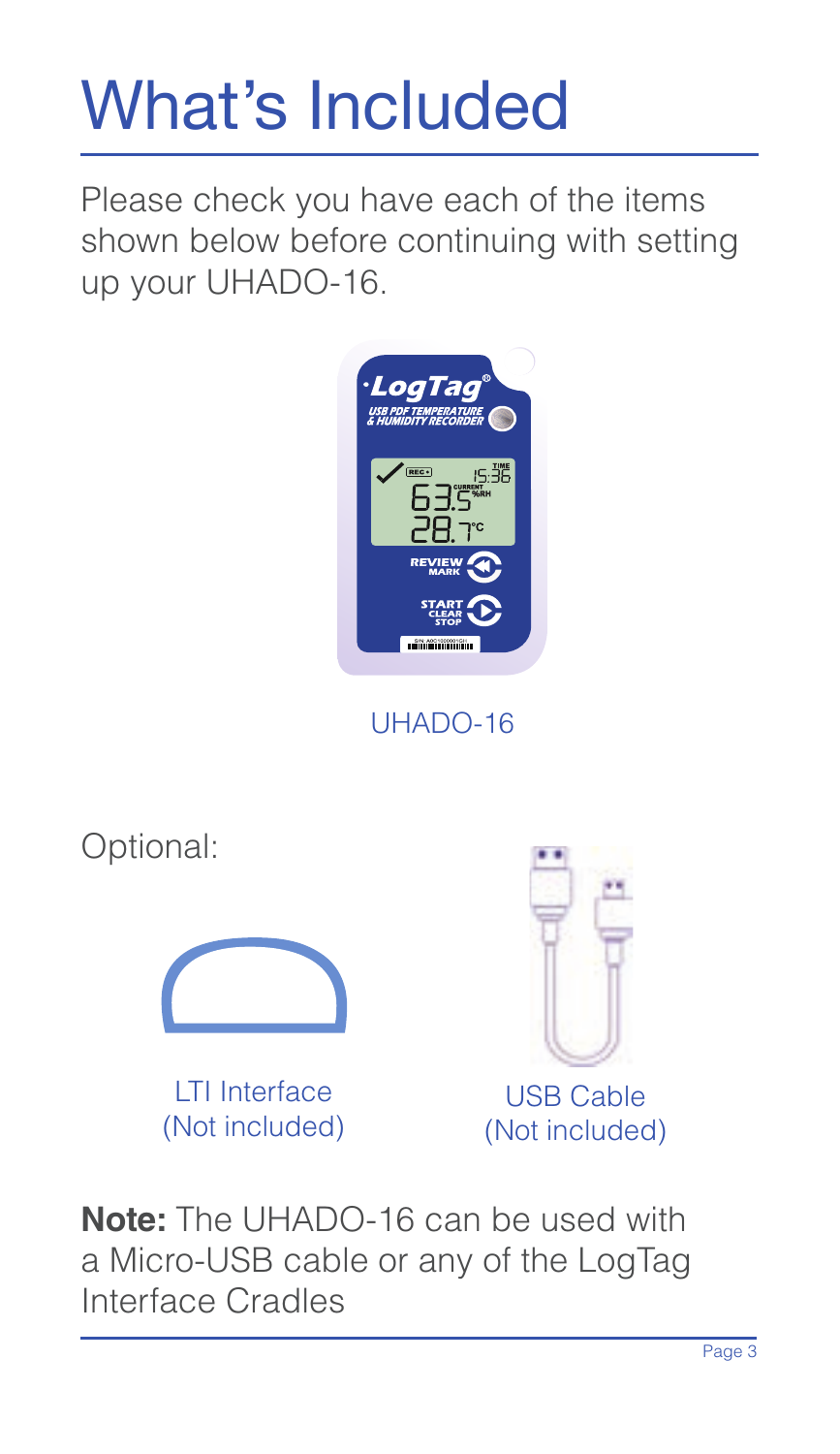# What's Included

Please check you have each of the items shown below before continuing with setting up your UHADO-16.

UHADO-16

Optional:

LTI Interface
(Not included)

USB Cable
(Not included)

**Note:** The UHADO-16 can be used with a Micro-USB cable or any of the LogTag Interface Cradles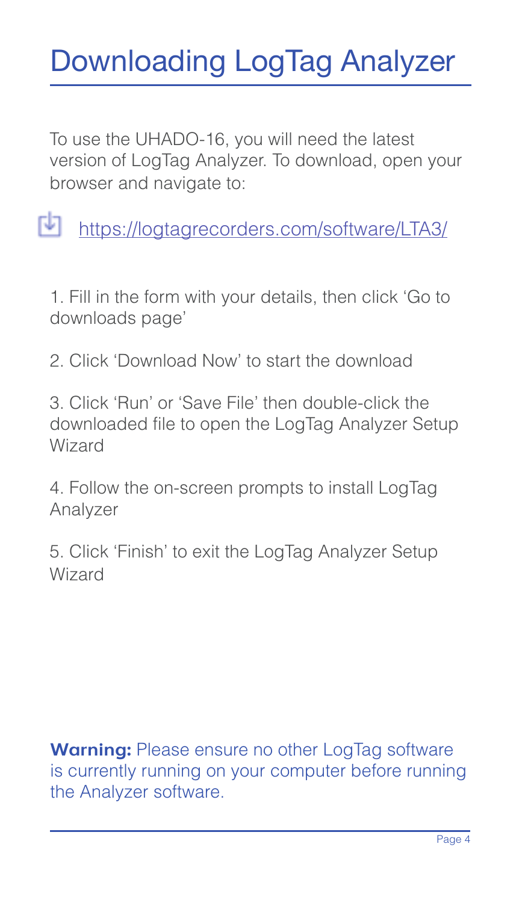# Downloading LogTag Analyzer

To use the UHADO-16, you will need the latest version of LogTag Analyzer. To download, open your browser and navigate to:

[https://logtagrecorders.com/software/LTA3/](https://logtagrecorders.com/software/LTA3/)

1. Fill in the form with your details, then click ‘Go to downloads page’

2. Click ‘Download Now’ to start the download

3. Click ‘Run’ or ‘Save File’ then double-click the downloaded file to open the LogTag Analyzer Setup Wizard

4. Follow the on-screen prompts to install LogTag Analyzer

5. Click ‘Finish’ to exit the LogTag Analyzer Setup Wizard

**Warning:** Please ensure no other LogTag software is currently running on your computer before running the Analyzer software.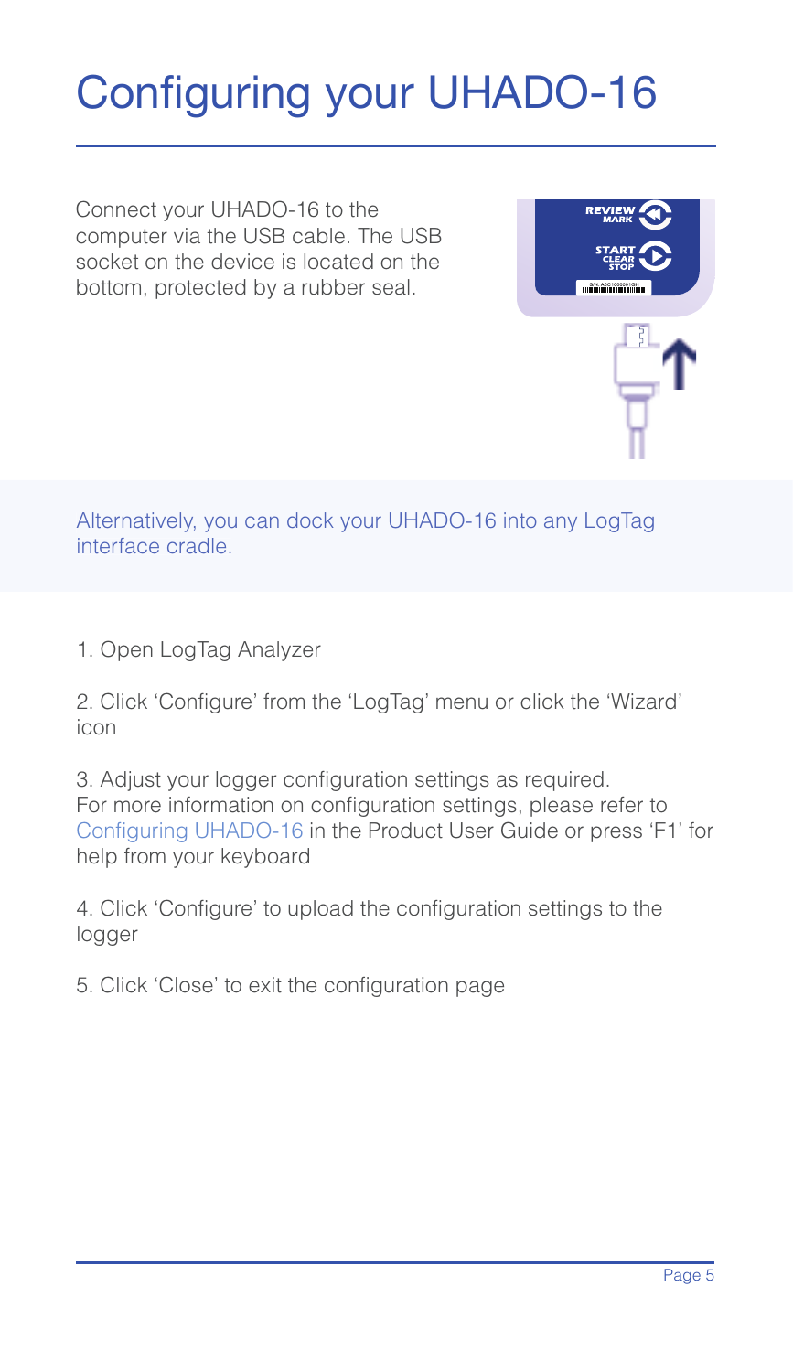# Configuring your UHADO-16

Connect your UHADO-16 to the computer via the USB cable. The USB socket on the device is located on the bottom, protected by a rubber seal.

Alternatively, you can dock your UHADO-16 into any LogTag interface cradle.

1. Open LogTag Analyzer

2. Click 'Configure' from the 'LogTag' menu or click the 'Wizard' icon

3. Adjust your logger configuration settings as required. For more information on configuration settings, please refer to Configuring UHADO-16 in the Product User Guide or press 'F1' for help from your keyboard

4. Click 'Configure' to upload the configuration settings to the logger

5. Click 'Close' to exit the configuration page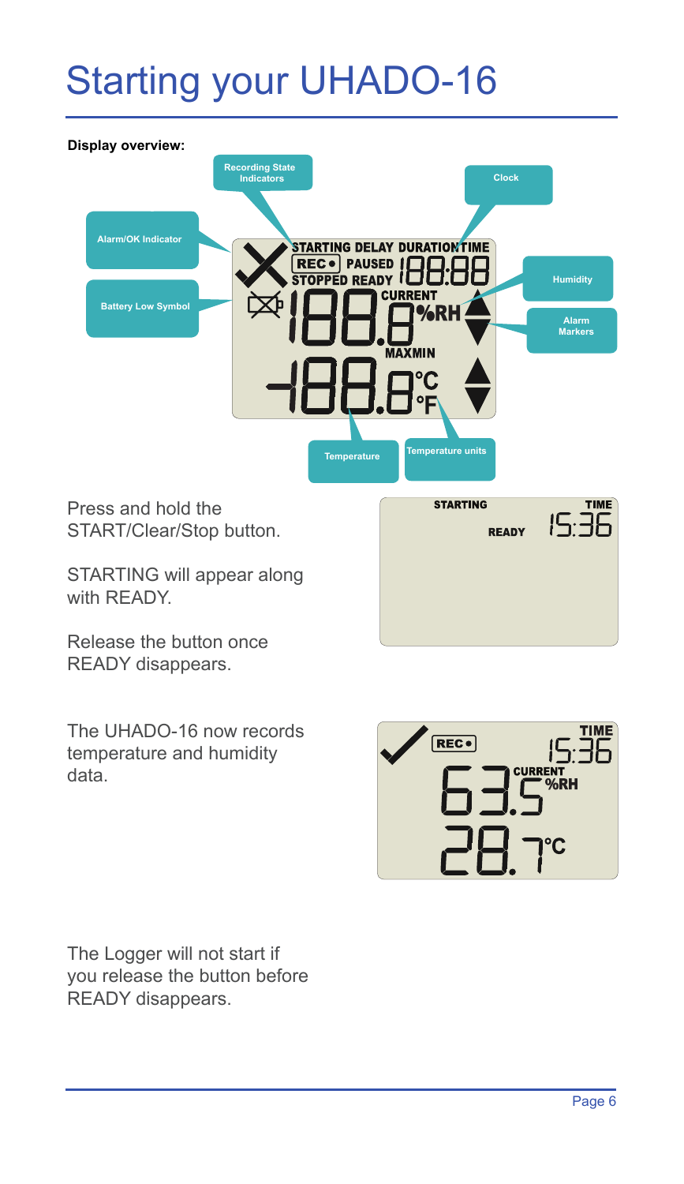# Starting your UHADO-16

**Display overview:**

Press and hold the START/Clear/Stop button.

STARTING will appear along with READY.

Release the button once READY disappears.

The UHADO-16 now records temperature and humidity data.

The Logger will not start if you release the button before READY disappears.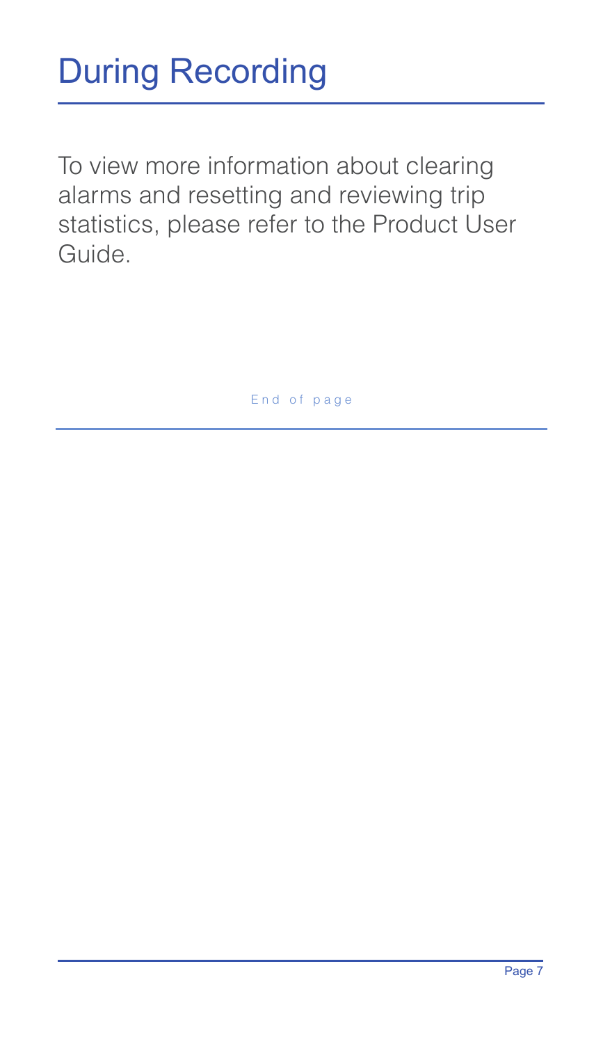# During Recording

To view more information about clearing alarms and resetting and reviewing trip statistics, please refer to the Product User Guide.

End of page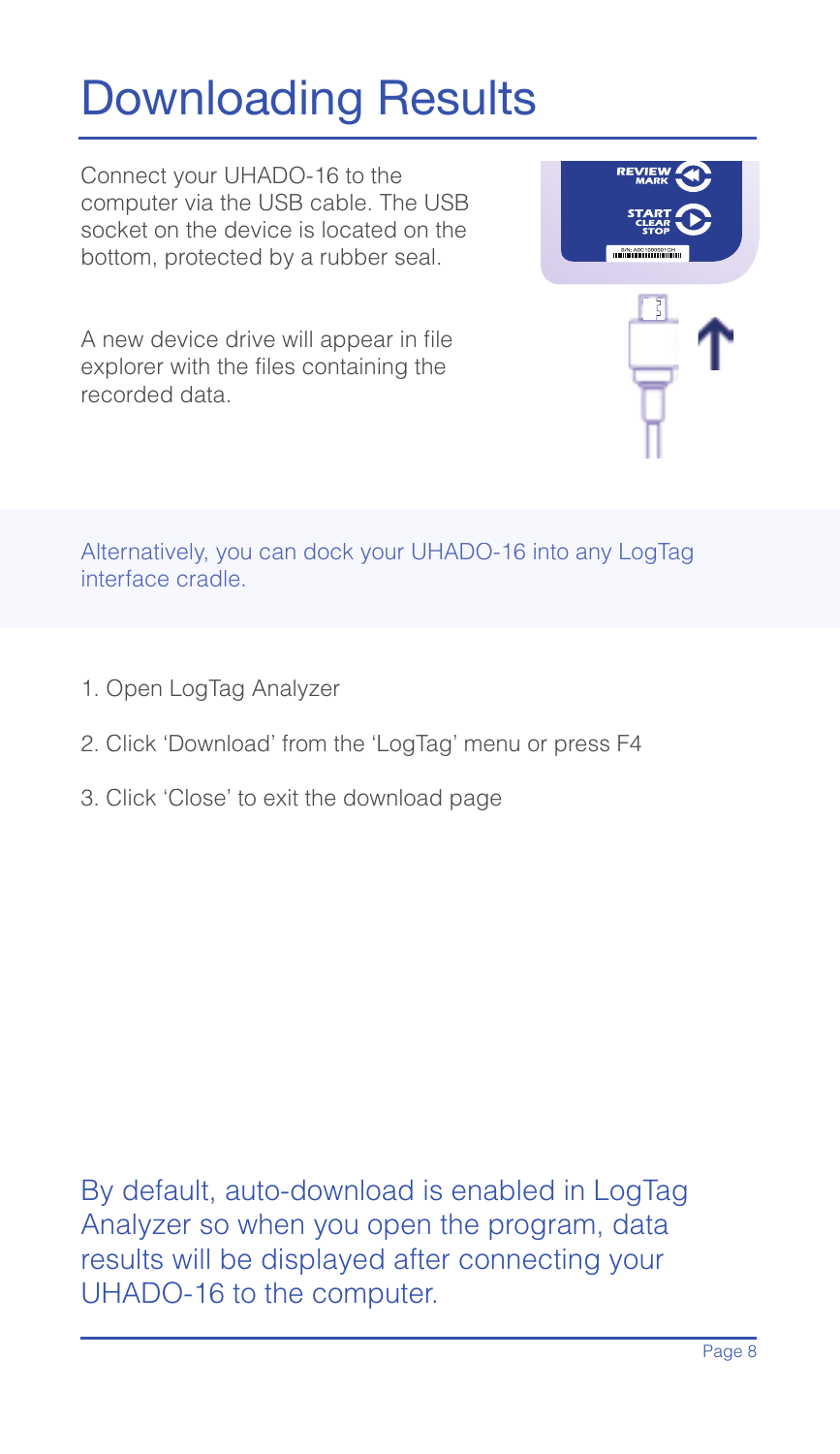# Downloading Results

Connect your UHADO-16 to the computer via the USB cable. The USB socket on the device is located on the bottom, protected by a rubber seal.

A new device drive will appear in file explorer with the files containing the recorded data.

Alternatively, you can dock your UHADO-16 into any LogTag interface cradle.

1. Open LogTag Analyzer
2. Click 'Download' from the 'LogTag' menu or press F4
3. Click 'Close' to exit the download page

By default, auto-download is enabled in LogTag Analyzer so when you open the program, data results will be displayed after connecting your UHADO-16 to the computer.